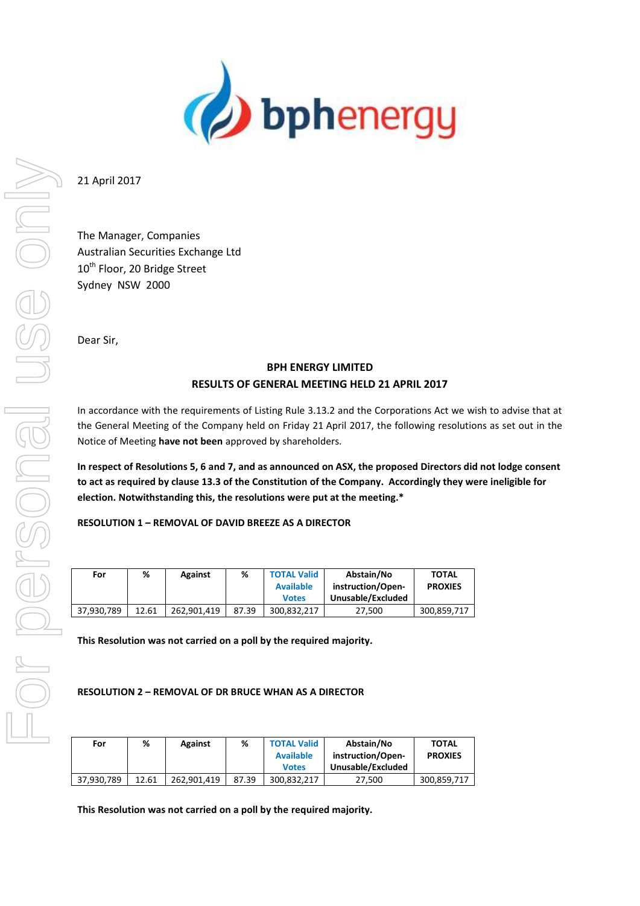21 April 2017

The Manager, Companies
Australian Securities Exchange Ltd
10th Floor, 20 Bridge Street
Sydney NSW 2000

Dear Sir,

**BPH ENERGY LIMITED**
**RESULTS OF GENERAL MEETING HELD 21 APRIL 2017**

In accordance with the requirements of Listing Rule 3.13.2 and the Corporations Act we wish to advise that at the General Meeting of the Company held on Friday 21 April 2017, the following resolutions as set out in the Notice of Meeting **have not been** approved by shareholders.

**In respect of Resolutions 5, 6 and 7, and as announced on ASX, the proposed Directors did not lodge consent to act as required by clause 13.3 of the Constitution of the Company. Accordingly they were ineligible for election. Notwithstanding this, the resolutions were put at the meeting.***

**RESOLUTION 1 – REMOVAL OF DAVID BREEZE AS A DIRECTOR**

| For | % | Against | % | TOTAL Valid Available Votes | Abstain/No instruction/Open-Unusable/Excluded | TOTAL PROXIES |
|---|---|---|---|---|---|---|
| 37,930,789 | 12.61 | 262,901,419 | 87.39 | 300,832,217 | 27,500 | 300,859,717 |

**This Resolution was not carried on a poll by the required majority.**

**RESOLUTION 2 – REMOVAL OF DR BRUCE WHAN AS A DIRECTOR**

| For | % | Against | % | TOTAL Valid Available Votes | Abstain/No instruction/Open-Unusable/Excluded | TOTAL PROXIES |
|---|---|---|---|---|---|---|
| 37,930,789 | 12.61 | 262,901,419 | 87.39 | 300,832,217 | 27,500 | 300,859,717 |

**This Resolution was not carried on a poll by the required majority.**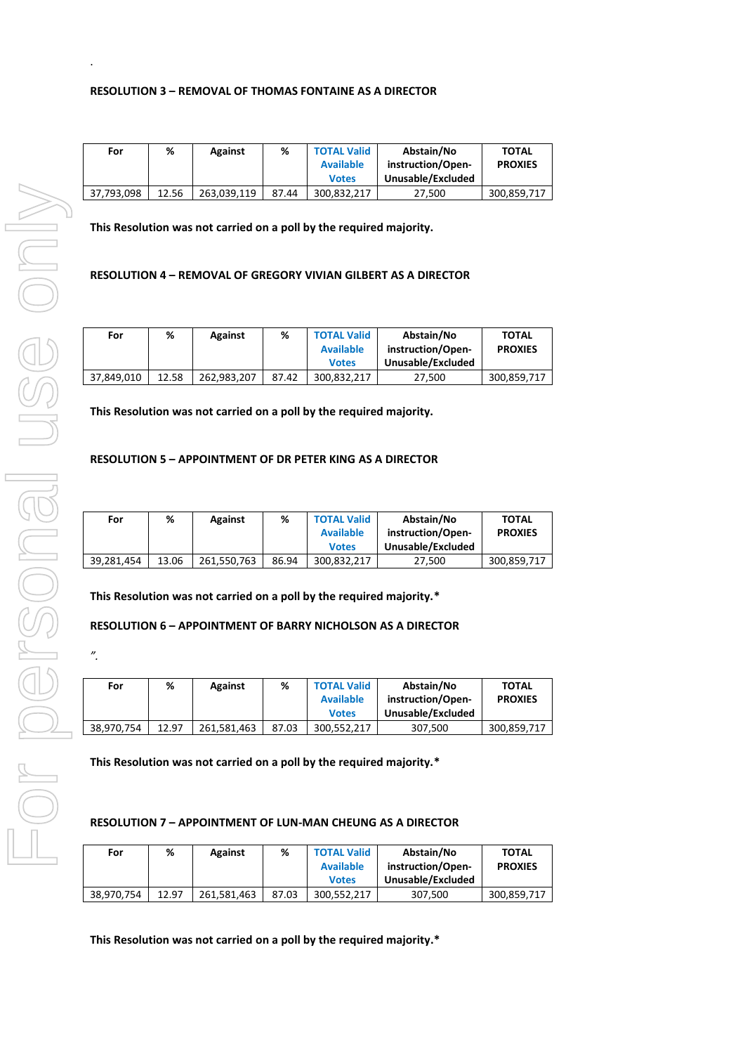.

**RESOLUTION 3 – REMOVAL OF THOMAS FONTAINE AS A DIRECTOR**

| For | % | Against | % | TOTAL Valid Available Votes | Abstain/No instruction/Open-Unusable/Excluded | TOTAL PROXIES |
|---|---|---|---|---|---|---|
| 37,793,098 | 12.56 | 263,039,119 | 87.44 | 300,832,217 | 27,500 | 300,859,717 |

**This Resolution was not carried on a poll by the required majority.**

**RESOLUTION 4 – REMOVAL OF GREGORY VIVIAN GILBERT AS A DIRECTOR**

| For | % | Against | % | TOTAL Valid Available Votes | Abstain/No instruction/Open-Unusable/Excluded | TOTAL PROXIES |
|---|---|---|---|---|---|---|
| 37,849,010 | 12.58 | 262,983,207 | 87.42 | 300,832,217 | 27,500 | 300,859,717 |

**This Resolution was not carried on a poll by the required majority.**

**RESOLUTION 5 – APPOINTMENT OF DR PETER KING AS A DIRECTOR**

| For | % | Against | % | TOTAL Valid Available Votes | Abstain/No instruction/Open-Unusable/Excluded | TOTAL PROXIES |
|---|---|---|---|---|---|---|
| 39,281,454 | 13.06 | 261,550,763 | 86.94 | 300,832,217 | 27,500 | 300,859,717 |

**This Resolution was not carried on a poll by the required majority.***

**RESOLUTION 6 – APPOINTMENT OF BARRY NICHOLSON AS A DIRECTOR**

".

| For | % | Against | % | TOTAL Valid Available Votes | Abstain/No instruction/Open-Unusable/Excluded | TOTAL PROXIES |
|---|---|---|---|---|---|---|
| 38,970,754 | 12.97 | 261,581,463 | 87.03 | 300,552,217 | 307,500 | 300,859,717 |

**This Resolution was not carried on a poll by the required majority.***

**RESOLUTION 7 – APPOINTMENT OF LUN-MAN CHEUNG AS A DIRECTOR**

| For | % | Against | % | TOTAL Valid Available Votes | Abstain/No instruction/Open-Unusable/Excluded | TOTAL PROXIES |
|---|---|---|---|---|---|---|
| 38,970,754 | 12.97 | 261,581,463 | 87.03 | 300,552,217 | 307,500 | 300,859,717 |

**This Resolution was not carried on a poll by the required majority.***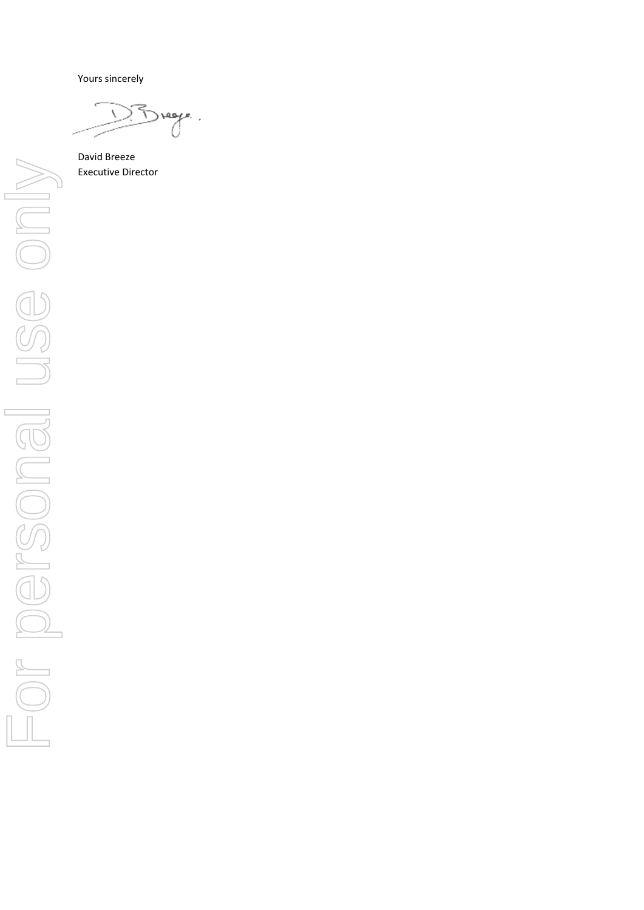Yours sincerely

David Breeze
Executive Director